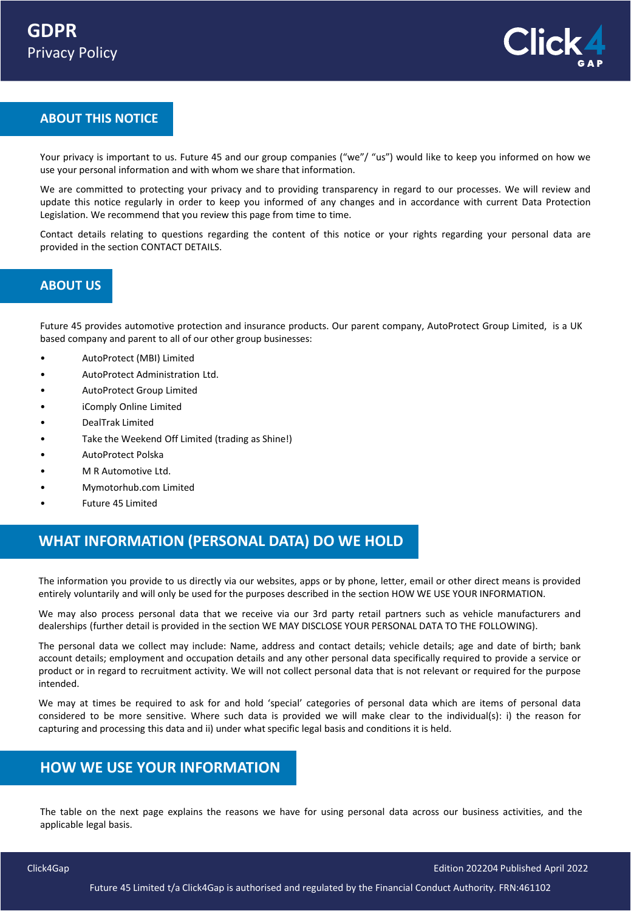# GDPR
Privacy Policy

## ABOUT THIS NOTICE

Your privacy is important to us. Future 45 and our group companies ("we"/ "us") would like to keep you informed on how we use your personal information and with whom we share that information.

We are committed to protecting your privacy and to providing transparency in regard to our processes. We will review and update this notice regularly in order to keep you informed of any changes and in accordance with current Data Protection Legislation. We recommend that you review this page from time to time.

Contact details relating to questions regarding the content of this notice or your rights regarding your personal data are provided in the section CONTACT DETAILS.

## ABOUT US

Future 45 provides automotive protection and insurance products. Our parent company, AutoProtect Group Limited, is a UK based company and parent to all of our other group businesses:

- AutoProtect (MBI) Limited
- AutoProtect Administration Ltd.
- AutoProtect Group Limited
- iComply Online Limited
- DealTrak Limited
- Take the Weekend Off Limited (trading as Shine!)
- AutoProtect Polska
- M R Automotive Ltd.
- Mymotorhub.com Limited
- Future 45 Limited

## WHAT INFORMATION (PERSONAL DATA) DO WE HOLD

The information you provide to us directly via our websites, apps or by phone, letter, email or other direct means is provided entirely voluntarily and will only be used for the purposes described in the section HOW WE USE YOUR INFORMATION.

We may also process personal data that we receive via our 3rd party retail partners such as vehicle manufacturers and dealerships (further detail is provided in the section WE MAY DISCLOSE YOUR PERSONAL DATA TO THE FOLLOWING).

The personal data we collect may include: Name, address and contact details; vehicle details; age and date of birth; bank account details; employment and occupation details and any other personal data specifically required to provide a service or product or in regard to recruitment activity. We will not collect personal data that is not relevant or required for the purpose intended.

We may at times be required to ask for and hold 'special' categories of personal data which are items of personal data considered to be more sensitive. Where such data is provided we will make clear to the individual(s): i) the reason for capturing and processing this data and ii) under what specific legal basis and conditions it is held.

## HOW WE USE YOUR INFORMATION

The table on the next page explains the reasons we have for using personal data across our business activities, and the applicable legal basis.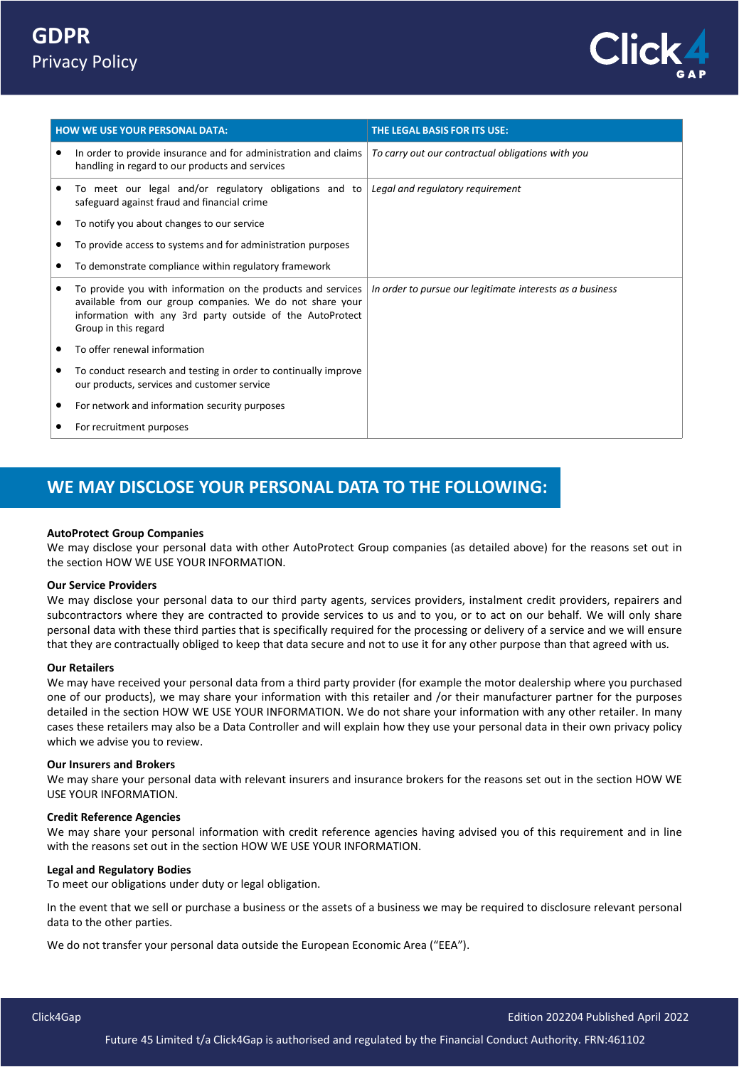| HOW WE USE YOUR PERSONAL DATA: | THE LEGAL BASIS FOR ITS USE: |
|---|---|
| • In order to provide insurance and for administration and claims handling in regard to our products and services | *To carry out our contractual obligations with you* |
| • To meet our legal and/or regulatory obligations and to safeguard against fraud and financial crime<br>• To notify you about changes to our service<br>• To provide access to systems and for administration purposes<br>• To demonstrate compliance within regulatory framework | *Legal and regulatory requirement* |
| • To provide you with information on the products and services available from our group companies. We do not share your information with any 3rd party outside of the AutoProtect Group in this regard<br>• To offer renewal information<br>• To conduct research and testing in order to continually improve our products, services and customer service<br>• For network and information security purposes<br>• For recruitment purposes | *In order to pursue our legitimate interests as a business* |

## WE MAY DISCLOSE YOUR PERSONAL DATA TO THE FOLLOWING:

**AutoProtect Group Companies**
We may disclose your personal data with other AutoProtect Group companies (as detailed above) for the reasons set out in the section HOW WE USE YOUR INFORMATION.

**Our Service Providers**
We may disclose your personal data to our third party agents, services providers, instalment credit providers, repairers and subcontractors where they are contracted to provide services to us and to you, or to act on our behalf. We will only share personal data with these third parties that is specifically required for the processing or delivery of a service and we will ensure that they are contractually obliged to keep that data secure and not to use it for any other purpose than that agreed with us.

**Our Retailers**
We may have received your personal data from a third party provider (for example the motor dealership where you purchased one of our products), we may share your information with this retailer and /or their manufacturer partner for the purposes detailed in the section HOW WE USE YOUR INFORMATION. We do not share your information with any other retailer. In many cases these retailers may also be a Data Controller and will explain how they use your personal data in their own privacy policy which we advise you to review.

**Our Insurers and Brokers**
We may share your personal data with relevant insurers and insurance brokers for the reasons set out in the section HOW WE USE YOUR INFORMATION.

**Credit Reference Agencies**
We may share your personal information with credit reference agencies having advised you of this requirement and in line with the reasons set out in the section HOW WE USE YOUR INFORMATION.

**Legal and Regulatory Bodies**
To meet our obligations under duty or legal obligation.

In the event that we sell or purchase a business or the assets of a business we may be required to disclosure relevant personal data to the other parties.

We do not transfer your personal data outside the European Economic Area ("EEA").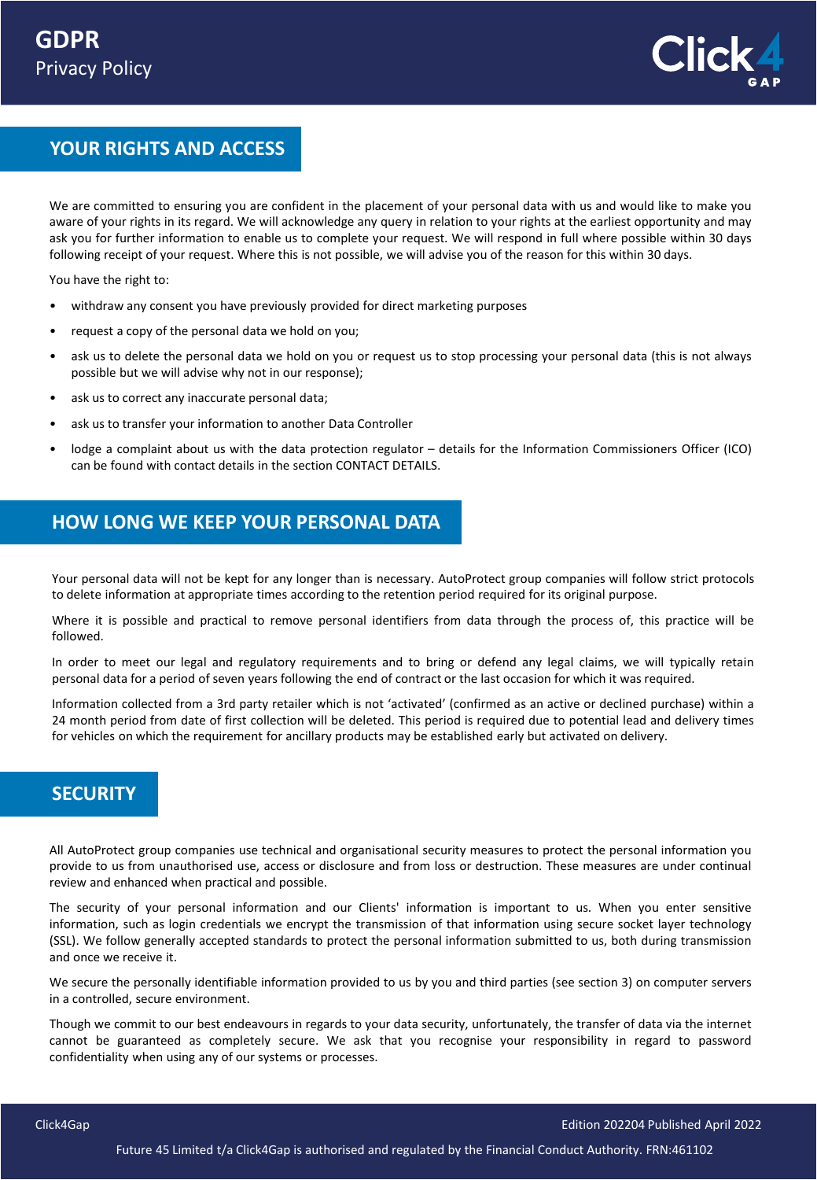## YOUR RIGHTS AND ACCESS

We are committed to ensuring you are confident in the placement of your personal data with us and would like to make you aware of your rights in its regard. We will acknowledge any query in relation to your rights at the earliest opportunity and may ask you for further information to enable us to complete your request. We will respond in full where possible within 30 days following receipt of your request. Where this is not possible, we will advise you of the reason for this within 30 days.

You have the right to:

- withdraw any consent you have previously provided for direct marketing purposes
- request a copy of the personal data we hold on you;
- ask us to delete the personal data we hold on you or request us to stop processing your personal data (this is not always possible but we will advise why not in our response);
- ask us to correct any inaccurate personal data;
- ask us to transfer your information to another Data Controller
- lodge a complaint about us with the data protection regulator – details for the Information Commissioners Officer (ICO) can be found with contact details in the section CONTACT DETAILS.

## HOW LONG WE KEEP YOUR PERSONAL DATA

Your personal data will not be kept for any longer than is necessary. AutoProtect group companies will follow strict protocols to delete information at appropriate times according to the retention period required for its original purpose.

Where it is possible and practical to remove personal identifiers from data through the process of, this practice will be followed.

In order to meet our legal and regulatory requirements and to bring or defend any legal claims, we will typically retain personal data for a period of seven years following the end of contract or the last occasion for which it was required.

Information collected from a 3rd party retailer which is not 'activated' (confirmed as an active or declined purchase) within a 24 month period from date of first collection will be deleted. This period is required due to potential lead and delivery times for vehicles on which the requirement for ancillary products may be established early but activated on delivery.

## SECURITY

All AutoProtect group companies use technical and organisational security measures to protect the personal information you provide to us from unauthorised use, access or disclosure and from loss or destruction. These measures are under continual review and enhanced when practical and possible.

The security of your personal information and our Clients' information is important to us. When you enter sensitive information, such as login credentials we encrypt the transmission of that information using secure socket layer technology (SSL). We follow generally accepted standards to protect the personal information submitted to us, both during transmission and once we receive it.

We secure the personally identifiable information provided to us by you and third parties (see section 3) on computer servers in a controlled, secure environment.

Though we commit to our best endeavours in regards to your data security, unfortunately, the transfer of data via the internet cannot be guaranteed as completely secure. We ask that you recognise your responsibility in regard to password confidentiality when using any of our systems or processes.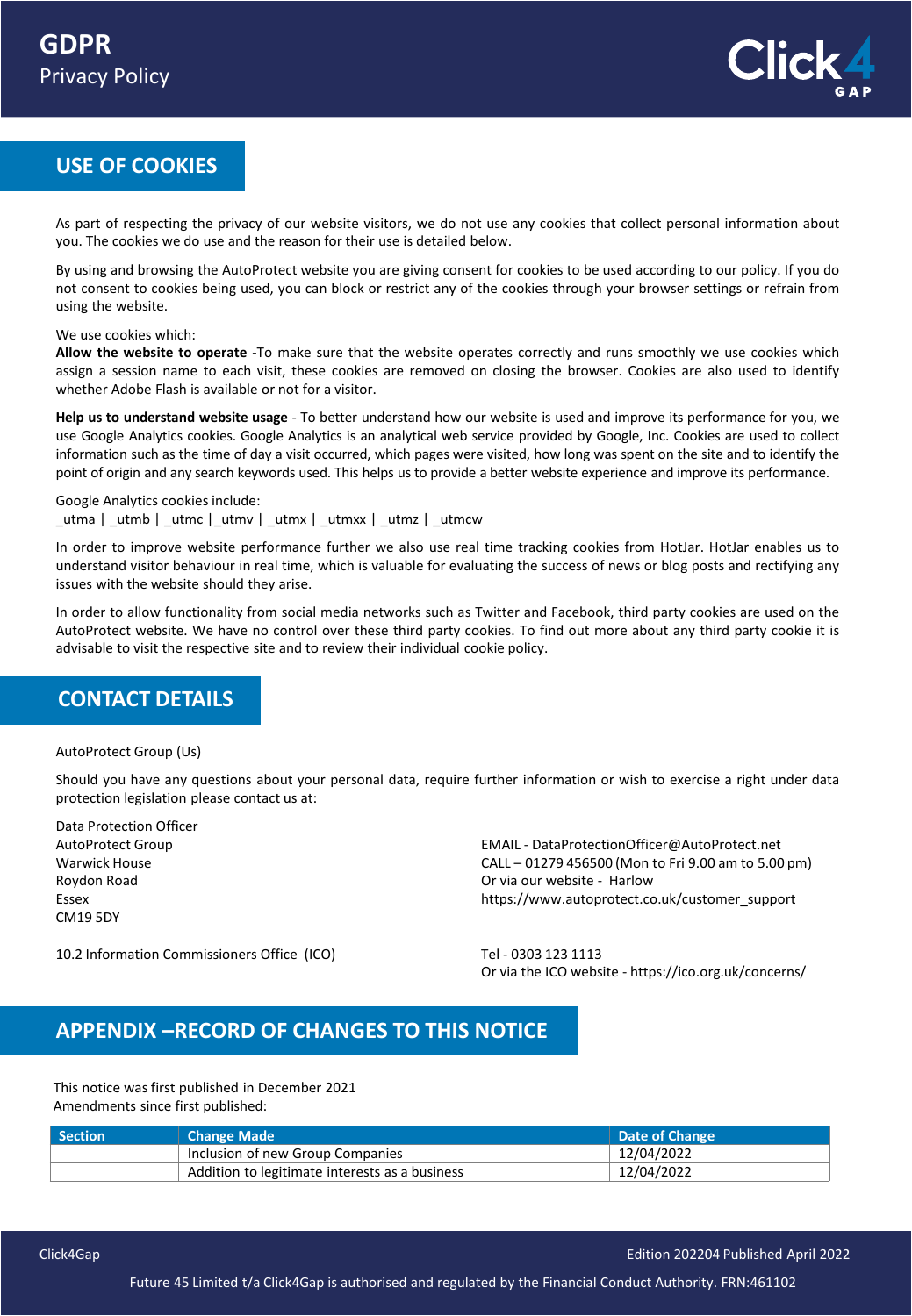## USE OF COOKIES

As part of respecting the privacy of our website visitors, we do not use any cookies that collect personal information about you. The cookies we do use and the reason for their use is detailed below.

By using and browsing the AutoProtect website you are giving consent for cookies to be used according to our policy. If you do not consent to cookies being used, you can block or restrict any of the cookies through your browser settings or refrain from using the website.

We use cookies which:
**Allow the website to operate** -To make sure that the website operates correctly and runs smoothly we use cookies which assign a session name to each visit, these cookies are removed on closing the browser. Cookies are also used to identify whether Adobe Flash is available or not for a visitor.

**Help us to understand website usage** - To better understand how our website is used and improve its performance for you, we use Google Analytics cookies. Google Analytics is an analytical web service provided by Google, Inc. Cookies are used to collect information such as the time of day a visit occurred, which pages were visited, how long was spent on the site and to identify the point of origin and any search keywords used. This helps us to provide a better website experience and improve its performance.

Google Analytics cookies include:
_utma | _utmb | _utmc |_utmv | _utmx | _utmxx | _utmz | _utmcw

In order to improve website performance further we also use real time tracking cookies from HotJar. HotJar enables us to understand visitor behaviour in real time, which is valuable for evaluating the success of news or blog posts and rectifying any issues with the website should they arise.

In order to allow functionality from social media networks such as Twitter and Facebook, third party cookies are used on the AutoProtect website. We have no control over these third party cookies. To find out more about any third party cookie it is advisable to visit the respective site and to review their individual cookie policy.

## CONTACT DETAILS

AutoProtect Group (Us)

Should you have any questions about your personal data, require further information or wish to exercise a right under data protection legislation please contact us at:

Data Protection Officer
AutoProtect Group
Warwick House
Roydon Road
Harlow
Essex
CM19 5DY

EMAIL - DataProtectionOfficer@AutoProtect.net
CALL – 01279 456500 (Mon to Fri 9.00 am to 5.00 pm)
Or via our website - https://www.autoprotect.co.uk/customer_support

10.2 Information Commissioners Office (ICO)

Tel - 0303 123 1113
Or via the ICO website - https://ico.org.uk/concerns/

## APPENDIX –RECORD OF CHANGES TO THIS NOTICE

This notice was first published in December 2021
Amendments since first published:

| Section | Change Made | Date of Change |
|---|---|---|
| | Inclusion of new Group Companies | 12/04/2022 |
| | Addition to legitimate interests as a business | 12/04/2022 |

Future 45 Limited t/a Click4Gap is authorised and regulated by the Financial Conduct Authority. FRN:461102